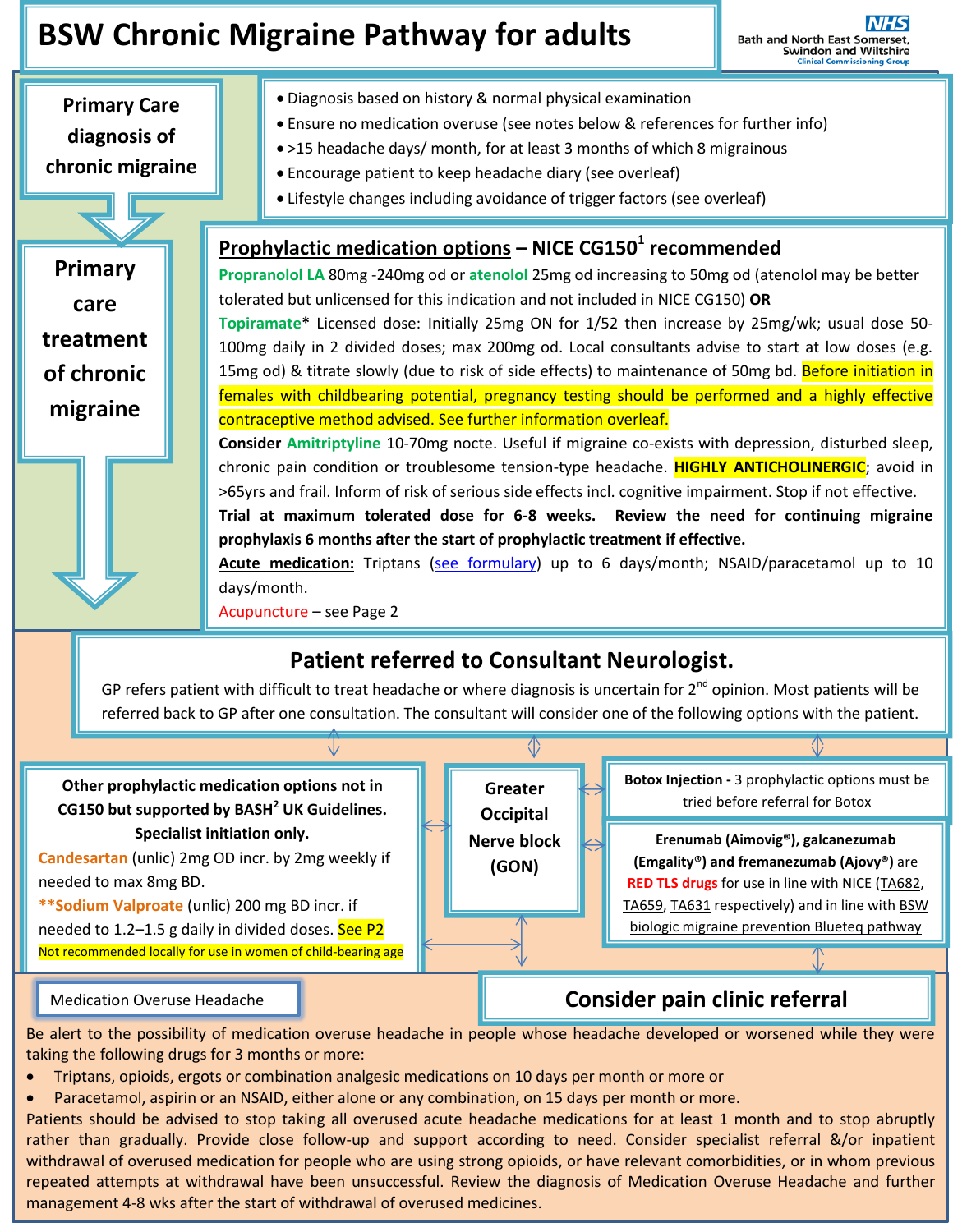# BSW Chronic Migraine Pathway for adults

Bath and North East Somerset, Swindon and Wiltshire Clinical Commissioning Group

## Primary Care diagnosis of chronic migraine

- Diagnosis based on history & normal physical examination
- Ensure no medication overuse (see notes below & references for further info)
- >15 headache days/ month, for at least 3 months of which 8 migrainous
- Encourage patient to keep headache diary (see overleaf)
- Lifestyle changes including avoidance of trigger factors (see overleaf)

## Primary care treatment of chronic migraine

### Prophylactic medication options – NICE CG150[1] recommended

**Propranolol LA** 80mg -240mg od or **atenolol** 25mg od increasing to 50mg od (atenolol may be better tolerated but unlicensed for this indication and not included in NICE CG150) **OR**

**Topiramate*** Licensed dose: Initially 25mg ON for 1/52 then increase by 25mg/wk; usual dose 50-100mg daily in 2 divided doses; max 200mg od. Local consultants advise to start at low doses (e.g. 15mg od) & titrate slowly (due to risk of side effects) to maintenance of 50mg bd. Before initiation in females with childbearing potential, pregnancy testing should be performed and a highly effective contraceptive method advised. See further information overleaf.

**Consider Amitriptyline** 10-70mg nocte. Useful if migraine co-exists with depression, disturbed sleep, chronic pain condition or troublesome tension-type headache. **HIGHLY ANTICHOLINERGIC**; avoid in >65yrs and frail. Inform of risk of serious side effects incl. cognitive impairment. Stop if not effective.

**Trial at maximum tolerated dose for 6-8 weeks. Review the need for continuing migraine prophylaxis 6 months after the start of prophylactic treatment if effective.**

**Acute medication:** Triptans (see formulary) up to 6 days/month; NSAID/paracetamol up to 10 days/month.

Acupuncture – see Page 2

## Patient referred to Consultant Neurologist.

GP refers patient with difficult to treat headache or where diagnosis is uncertain for 2nd opinion. Most patients will be referred back to GP after one consultation. The consultant will consider one of the following options with the patient.

### Other prophylactic medication options not in CG150 but supported by BASH[2] UK Guidelines. Specialist initiation only.

**Candesartan** (unlic) 2mg OD incr. by 2mg weekly if needed to max 8mg BD.

****Sodium Valproate** (unlic) 200 mg BD incr. if needed to 1.2–1.5 g daily in divided doses. See P2

Not recommended locally for use in women of child-bearing age

### Greater Occipital Nerve block (GON)

### Botox Injection

**Botox Injection** - 3 prophylactic options must be tried before referral for Botox

**Erenumab (Aimovig®), galcanezumab (Emgality®) and fremanezumab (Ajovy®)** are **RED TLS drugs** for use in line with NICE (TA682, TA659, TA631 respectively) and in line with BSW biologic migraine prevention Blueteq pathway

## Consider pain clinic referral

### Medication Overuse Headache

Be alert to the possibility of medication overuse headache in people whose headache developed or worsened while they were taking the following drugs for 3 months or more:

- Triptans, opioids, ergots or combination analgesic medications on 10 days per month or more or
- Paracetamol, aspirin or an NSAID, either alone or any combination, on 15 days per month or more.

Patients should be advised to stop taking all overused acute headache medications for at least 1 month and to stop abruptly rather than gradually. Provide close follow-up and support according to need. Consider specialist referral &/or inpatient withdrawal of overused medication for people who are using strong opioids, or have relevant comorbidities, or in whom previous repeated attempts at withdrawal have been unsuccessful. Review the diagnosis of Medication Overuse Headache and further management 4-8 wks after the start of withdrawal of overused medicines.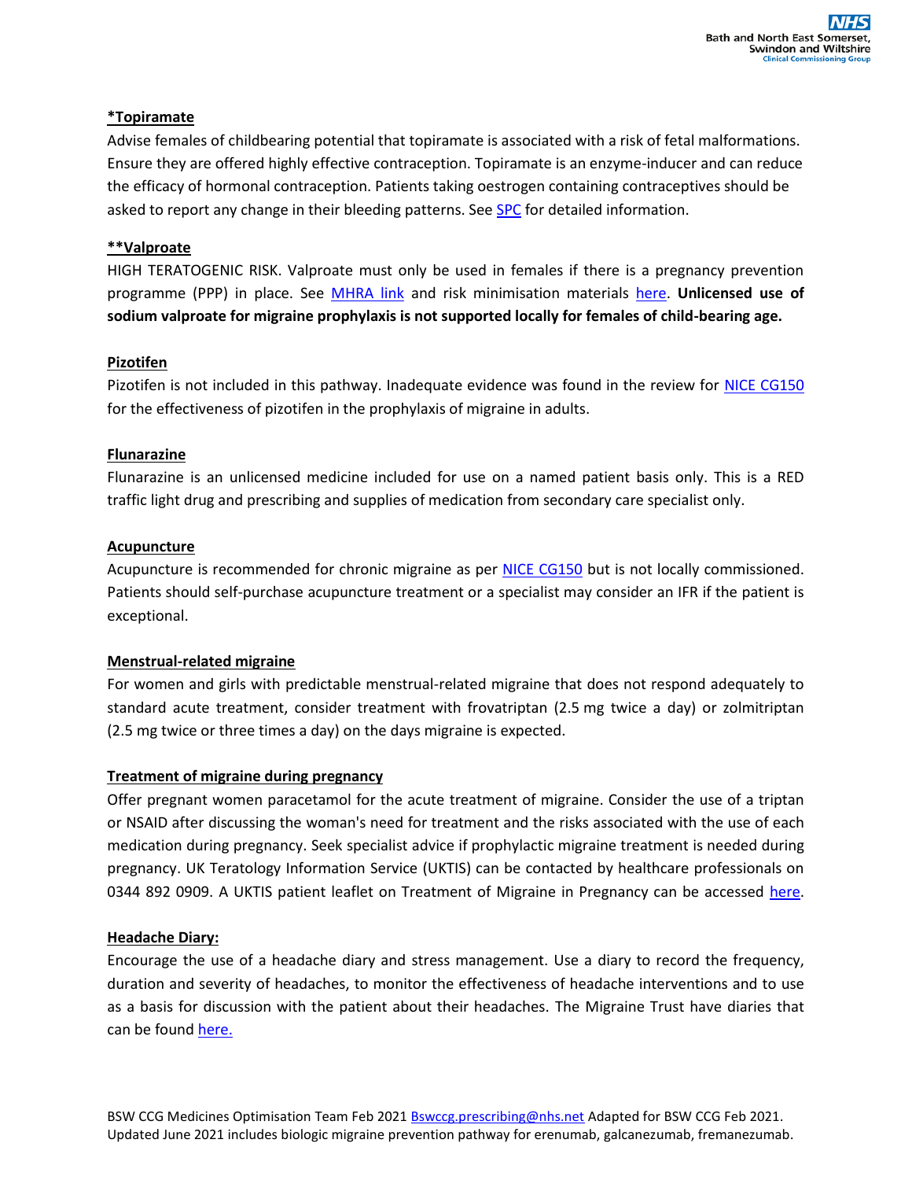**\*Topiramate**

Advise females of childbearing potential that topiramate is associated with a risk of fetal malformations. Ensure they are offered highly effective contraception. Topiramate is an enzyme-inducer and can reduce the efficacy of hormonal contraception. Patients taking oestrogen containing contraceptives should be asked to report any change in their bleeding patterns. See SPC for detailed information.

**\*\*Valproate**

HIGH TERATOGENIC RISK. Valproate must only be used in females if there is a pregnancy prevention programme (PPP) in place. See MHRA link and risk minimisation materials here. **Unlicensed use of sodium valproate for migraine prophylaxis is not supported locally for females of child-bearing age.**

**Pizotifen**

Pizotifen is not included in this pathway. Inadequate evidence was found in the review for NICE CG150 for the effectiveness of pizotifen in the prophylaxis of migraine in adults.

**Flunarazine**

Flunarazine is an unlicensed medicine included for use on a named patient basis only. This is a RED traffic light drug and prescribing and supplies of medication from secondary care specialist only.

**Acupuncture**

Acupuncture is recommended for chronic migraine as per NICE CG150 but is not locally commissioned. Patients should self-purchase acupuncture treatment or a specialist may consider an IFR if the patient is exceptional.

**Menstrual-related migraine**

For women and girls with predictable menstrual-related migraine that does not respond adequately to standard acute treatment, consider treatment with frovatriptan (2.5 mg twice a day) or zolmitriptan (2.5 mg twice or three times a day) on the days migraine is expected.

**Treatment of migraine during pregnancy**

Offer pregnant women paracetamol for the acute treatment of migraine. Consider the use of a triptan or NSAID after discussing the woman's need for treatment and the risks associated with the use of each medication during pregnancy. Seek specialist advice if prophylactic migraine treatment is needed during pregnancy. UK Teratology Information Service (UKTIS) can be contacted by healthcare professionals on 0344 892 0909. A UKTIS patient leaflet on Treatment of Migraine in Pregnancy can be accessed here.

**Headache Diary:**

Encourage the use of a headache diary and stress management. Use a diary to record the frequency, duration and severity of headaches, to monitor the effectiveness of headache interventions and to use as a basis for discussion with the patient about their headaches. The Migraine Trust have diaries that can be found here.

BSW CCG Medicines Optimisation Team Feb 2021 Bswccg.prescribing@nhs.net Adapted for BSW CCG Feb 2021. Updated June 2021 includes biologic migraine prevention pathway for erenumab, galcanezumab, fremanezumab.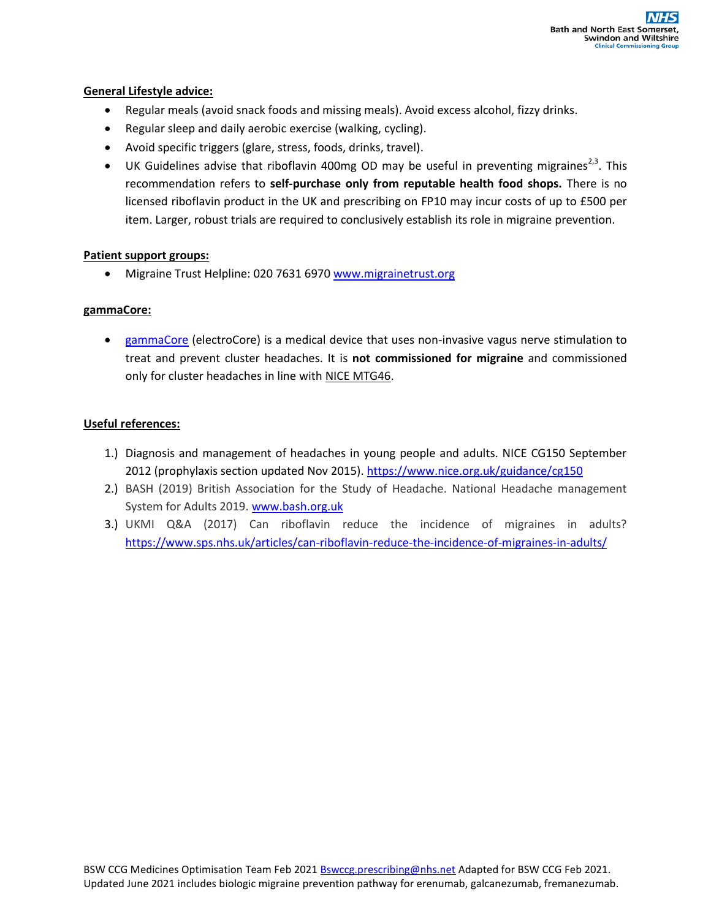**General Lifestyle advice:**

- Regular meals (avoid snack foods and missing meals). Avoid excess alcohol, fizzy drinks.
- Regular sleep and daily aerobic exercise (walking, cycling).
- Avoid specific triggers (glare, stress, foods, drinks, travel).
- UK Guidelines advise that riboflavin 400mg OD may be useful in preventing migraines[2,3]. This recommendation refers to **self-purchase only from reputable health food shops.** There is no licensed riboflavin product in the UK and prescribing on FP10 may incur costs of up to £500 per item. Larger, robust trials are required to conclusively establish its role in migraine prevention.

**Patient support groups:**

- Migraine Trust Helpline: 020 7631 6970 www.migrainetrust.org

**gammaCore:**

- gammaCore (electroCore) is a medical device that uses non-invasive vagus nerve stimulation to treat and prevent cluster headaches. It is **not commissioned for migraine** and commissioned only for cluster headaches in line with NICE MTG46.

**Useful references:**

1.) Diagnosis and management of headaches in young people and adults. NICE CG150 September 2012 (prophylaxis section updated Nov 2015). https://www.nice.org.uk/guidance/cg150

2.) BASH (2019) British Association for the Study of Headache. National Headache management System for Adults 2019. www.bash.org.uk

3.) UKMI Q&A (2017) Can riboflavin reduce the incidence of migraines in adults? https://www.sps.nhs.uk/articles/can-riboflavin-reduce-the-incidence-of-migraines-in-adults/

BSW CCG Medicines Optimisation Team Feb 2021 Bswccg.prescribing@nhs.net Adapted for BSW CCG Feb 2021. Updated June 2021 includes biologic migraine prevention pathway for erenumab, galcanezumab, fremanezumab.